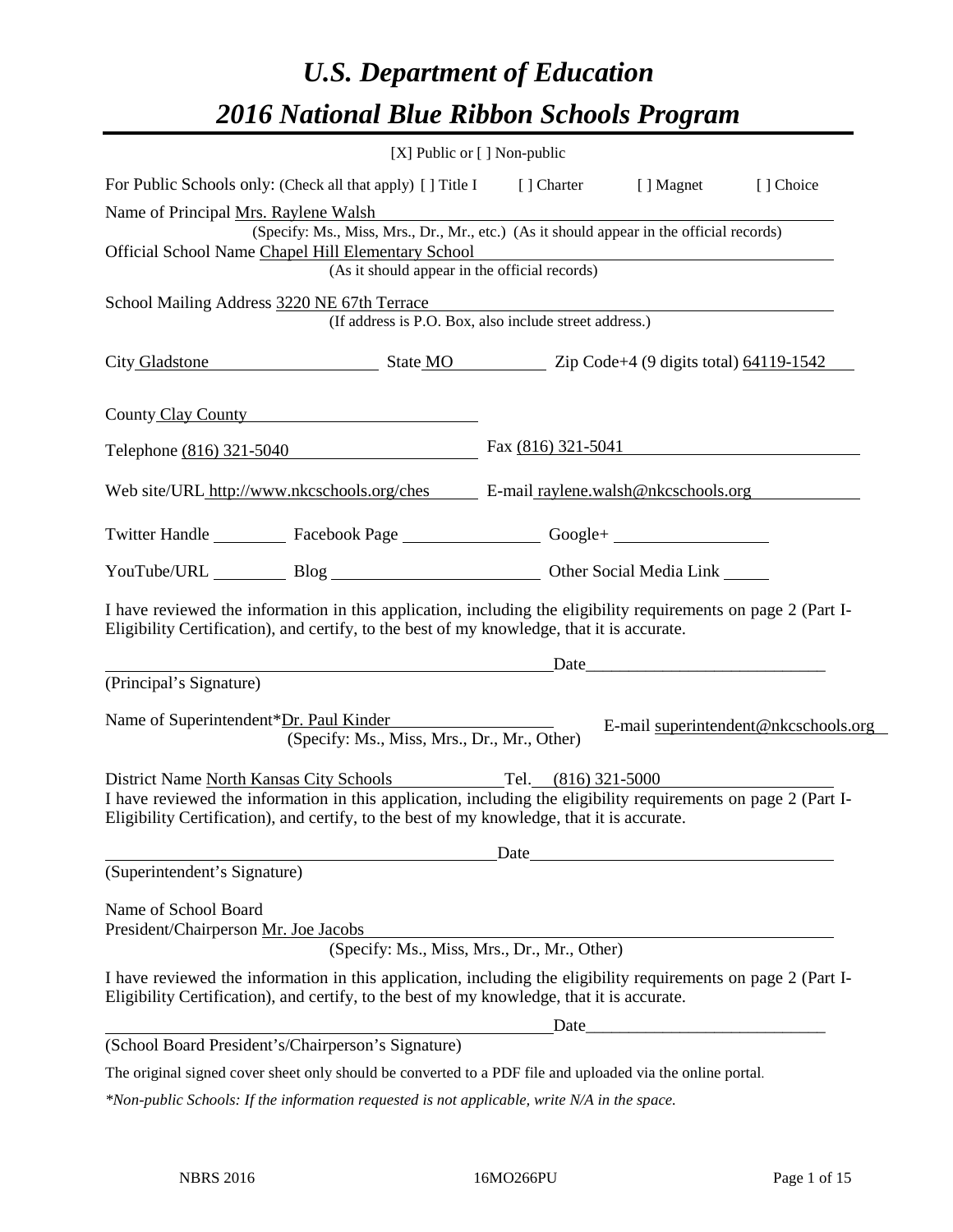# *U.S. Department of Education*

# *2016 National Blue Ribbon Schools Program*

[X] Public or [ ] Non-public

For Public Schools only: (Check all that apply) [ ] Title I [ ] Charter [ ] Magnet [ ] Choice

Name of Principal Mrs. Raylene Walsh
(Specify: Ms., Miss, Mrs., Dr., Mr., etc.) (As it should appear in the official records)

Official School Name Chapel Hill Elementary School
(As it should appear in the official records)

School Mailing Address 3220 NE 67th Terrace
(If address is P.O. Box, also include street address.)

City Gladstone State MO Zip Code+4 (9 digits total) 64119-1542

County Clay County

Telephone (816) 321-5040 Fax (816) 321-5041

Web site/URL http://www.nkcschools.org/ches E-mail raylene.walsh@nkcschools.org

Twitter Handle ________ Facebook Page ________ Google+ ________

YouTube/URL ________ Blog ________ Other Social Media Link ________

I have reviewed the information in this application, including the eligibility requirements on page 2 (Part I-Eligibility Certification), and certify, to the best of my knowledge, that it is accurate.

_________________________________________ Date_________________________

(Principal's Signature)

Name of Superintendent*Dr. Paul Kinder E-mail superintendent@nkcschools.org
(Specify: Ms., Miss, Mrs., Dr., Mr., Other)

District Name North Kansas City Schools Tel. (816) 321-5000

I have reviewed the information in this application, including the eligibility requirements on page 2 (Part I-Eligibility Certification), and certify, to the best of my knowledge, that it is accurate.

_________________________________________ Date_________________________

(Superintendent's Signature)

Name of School Board
President/Chairperson Mr. Joe Jacobs
(Specify: Ms., Miss, Mrs., Dr., Mr., Other)

I have reviewed the information in this application, including the eligibility requirements on page 2 (Part I-Eligibility Certification), and certify, to the best of my knowledge, that it is accurate.

_________________________________________ Date_________________________

(School Board President's/Chairperson's Signature)

The original signed cover sheet only should be converted to a PDF file and uploaded via the online portal.

*\*Non-public Schools: If the information requested is not applicable, write N/A in the space.*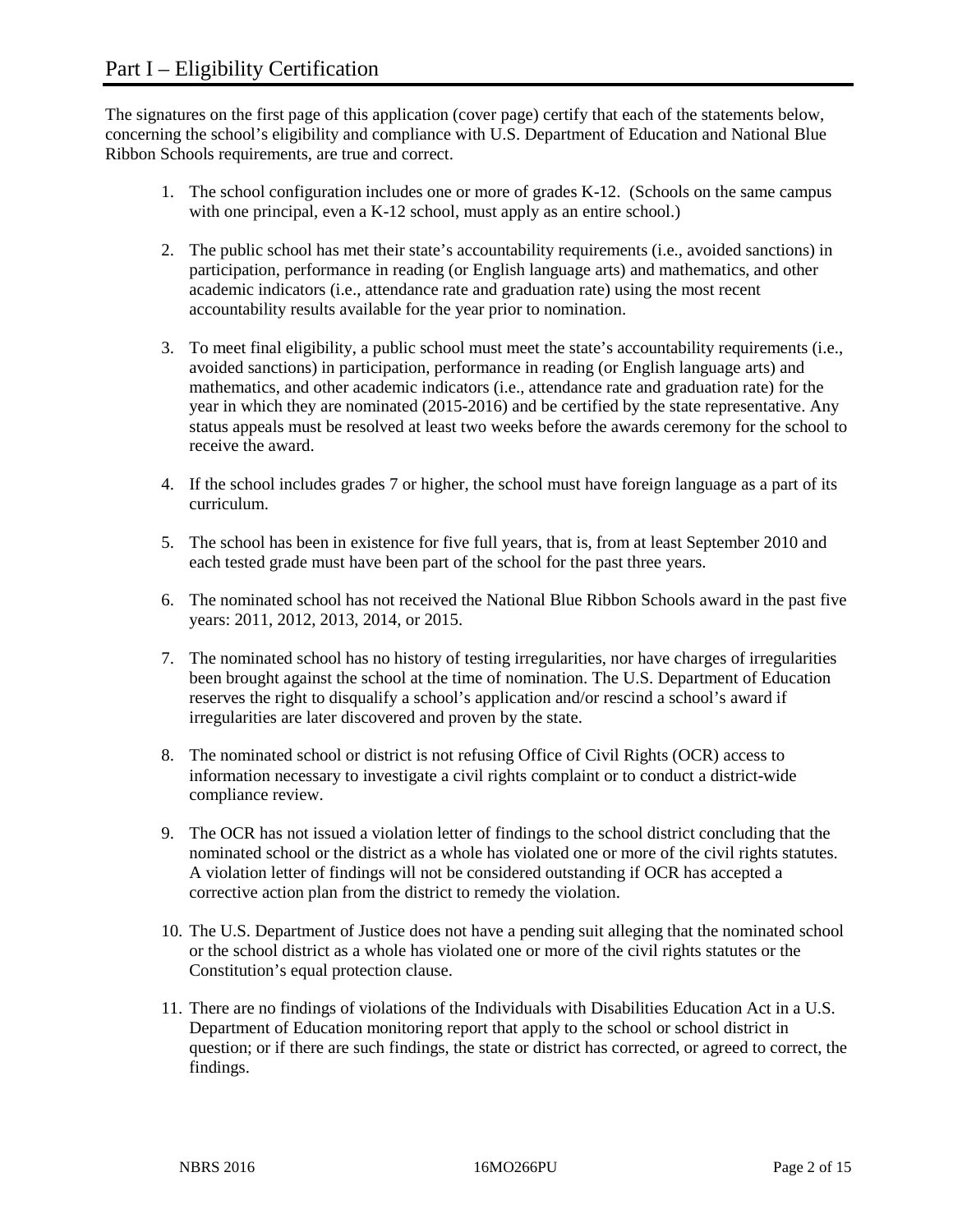# Part I – Eligibility Certification

The signatures on the first page of this application (cover page) certify that each of the statements below, concerning the school's eligibility and compliance with U.S. Department of Education and National Blue Ribbon Schools requirements, are true and correct.

1. The school configuration includes one or more of grades K-12. (Schools on the same campus with one principal, even a K-12 school, must apply as an entire school.)

2. The public school has met their state's accountability requirements (i.e., avoided sanctions) in participation, performance in reading (or English language arts) and mathematics, and other academic indicators (i.e., attendance rate and graduation rate) using the most recent accountability results available for the year prior to nomination.

3. To meet final eligibility, a public school must meet the state's accountability requirements (i.e., avoided sanctions) in participation, performance in reading (or English language arts) and mathematics, and other academic indicators (i.e., attendance rate and graduation rate) for the year in which they are nominated (2015-2016) and be certified by the state representative. Any status appeals must be resolved at least two weeks before the awards ceremony for the school to receive the award.

4. If the school includes grades 7 or higher, the school must have foreign language as a part of its curriculum.

5. The school has been in existence for five full years, that is, from at least September 2010 and each tested grade must have been part of the school for the past three years.

6. The nominated school has not received the National Blue Ribbon Schools award in the past five years: 2011, 2012, 2013, 2014, or 2015.

7. The nominated school has no history of testing irregularities, nor have charges of irregularities been brought against the school at the time of nomination. The U.S. Department of Education reserves the right to disqualify a school's application and/or rescind a school's award if irregularities are later discovered and proven by the state.

8. The nominated school or district is not refusing Office of Civil Rights (OCR) access to information necessary to investigate a civil rights complaint or to conduct a district-wide compliance review.

9. The OCR has not issued a violation letter of findings to the school district concluding that the nominated school or the district as a whole has violated one or more of the civil rights statutes. A violation letter of findings will not be considered outstanding if OCR has accepted a corrective action plan from the district to remedy the violation.

10. The U.S. Department of Justice does not have a pending suit alleging that the nominated school or the school district as a whole has violated one or more of the civil rights statutes or the Constitution's equal protection clause.

11. There are no findings of violations of the Individuals with Disabilities Education Act in a U.S. Department of Education monitoring report that apply to the school or school district in question; or if there are such findings, the state or district has corrected, or agreed to correct, the findings.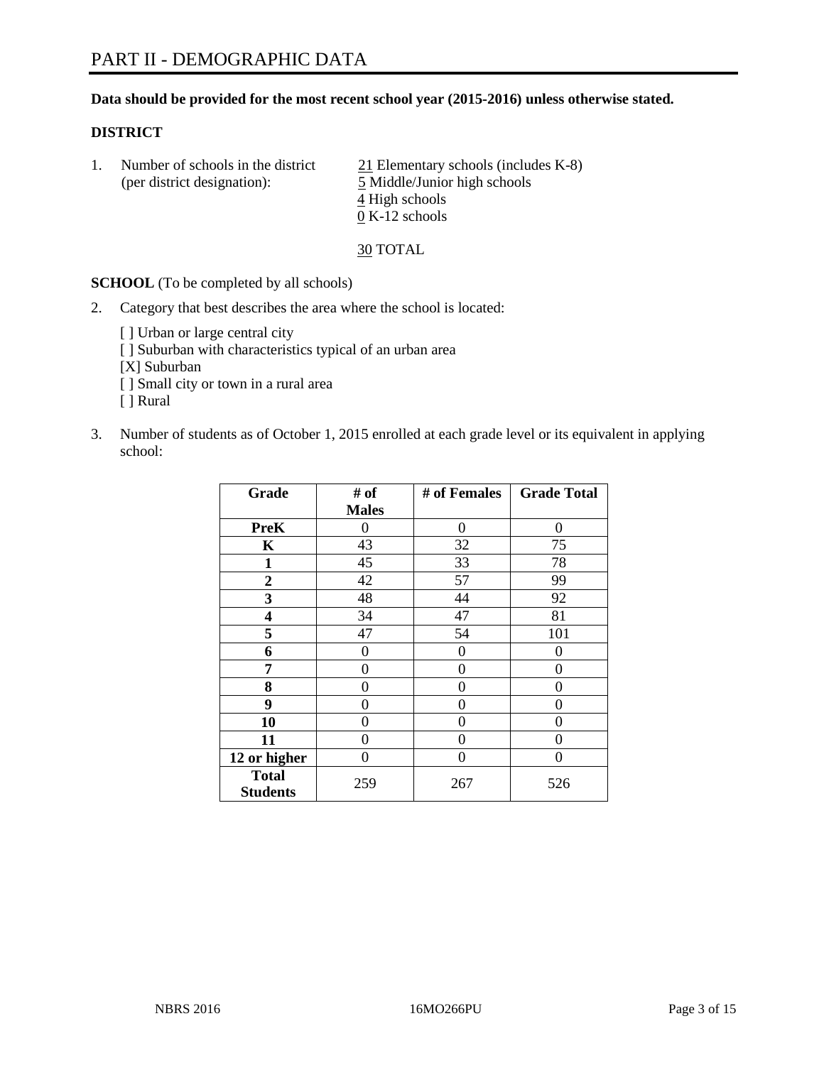# PART II - DEMOGRAPHIC DATA

**Data should be provided for the most recent school year (2015-2016) unless otherwise stated.**

**DISTRICT**

1. Number of schools in the district (per district designation):
   - 21 Elementary schools (includes K-8)
   - 5 Middle/Junior high schools
   - 4 High schools
   - 0 K-12 schools

   30 TOTAL

**SCHOOL** (To be completed by all schools)

2. Category that best describes the area where the school is located:

   [ ] Urban or large central city
   [ ] Suburban with characteristics typical of an urban area
   [X] Suburban
   [ ] Small city or town in a rural area
   [ ] Rural

3. Number of students as of October 1, 2015 enrolled at each grade level or its equivalent in applying school:

| Grade | # of Males | # of Females | Grade Total |
|---|---|---|---|
| **PreK** | 0 | 0 | 0 |
| **K** | 43 | 32 | 75 |
| **1** | 45 | 33 | 78 |
| **2** | 42 | 57 | 99 |
| **3** | 48 | 44 | 92 |
| **4** | 34 | 47 | 81 |
| **5** | 47 | 54 | 101 |
| **6** | 0 | 0 | 0 |
| **7** | 0 | 0 | 0 |
| **8** | 0 | 0 | 0 |
| **9** | 0 | 0 | 0 |
| **10** | 0 | 0 | 0 |
| **11** | 0 | 0 | 0 |
| **12 or higher** | 0 | 0 | 0 |
| **Total Students** | 259 | 267 | 526 |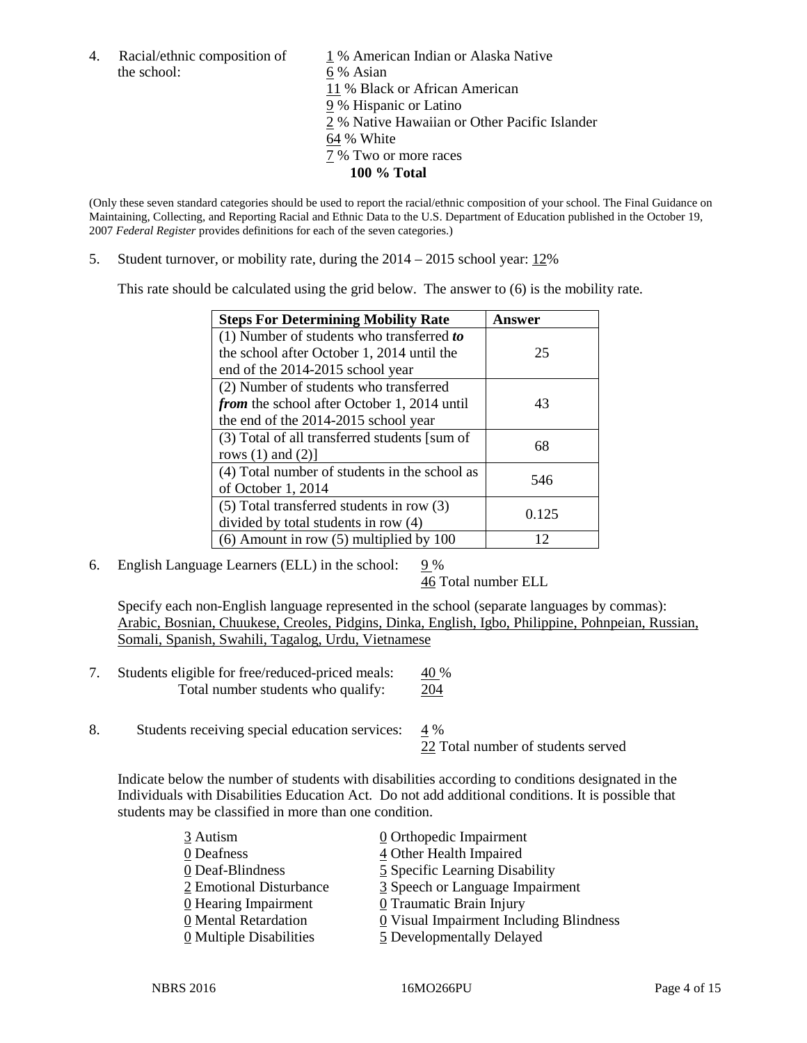4. Racial/ethnic composition of the school:

1 % American Indian or Alaska Native
6 % Asian
11 % Black or African American
9 % Hispanic or Latino
2 % Native Hawaiian or Other Pacific Islander
64 % White
7 % Two or more races
**100 % Total**

(Only these seven standard categories should be used to report the racial/ethnic composition of your school. The Final Guidance on Maintaining, Collecting, and Reporting Racial and Ethnic Data to the U.S. Department of Education published in the October 19, 2007 *Federal Register* provides definitions for each of the seven categories.)

5. Student turnover, or mobility rate, during the 2014 – 2015 school year: 12%

This rate should be calculated using the grid below. The answer to (6) is the mobility rate.

| **Steps For Determining Mobility Rate** | **Answer** |
|---|---|
| (1) Number of students who transferred ***to*** the school after October 1, 2014 until the end of the 2014-2015 school year | 25 |
| (2) Number of students who transferred ***from*** the school after October 1, 2014 until the end of the 2014-2015 school year | 43 |
| (3) Total of all transferred students [sum of rows (1) and (2)] | 68 |
| (4) Total number of students in the school as of October 1, 2014 | 546 |
| (5) Total transferred students in row (3) divided by total students in row (4) | 0.125 |
| (6) Amount in row (5) multiplied by 100 | 12 |

6. English Language Learners (ELL) in the school: 9 %
46 Total number ELL

Specify each non-English language represented in the school (separate languages by commas): Arabic, Bosnian, Chuukese, Creoles, Pidgins, Dinka, English, Igbo, Philippine, Pohnpeian, Russian, Somali, Spanish, Swahili, Tagalog, Urdu, Vietnamese

7. Students eligible for free/reduced-priced meals: 40 %
Total number students who qualify: 204

8. Students receiving special education services: 4 %
22 Total number of students served

Indicate below the number of students with disabilities according to conditions designated in the Individuals with Disabilities Education Act. Do not add additional conditions. It is possible that students may be classified in more than one condition.

3 Autism
0 Deafness
0 Deaf-Blindness
2 Emotional Disturbance
0 Hearing Impairment
0 Mental Retardation
0 Multiple Disabilities
0 Orthopedic Impairment
4 Other Health Impaired
5 Specific Learning Disability
3 Speech or Language Impairment
0 Traumatic Brain Injury
0 Visual Impairment Including Blindness
5 Developmentally Delayed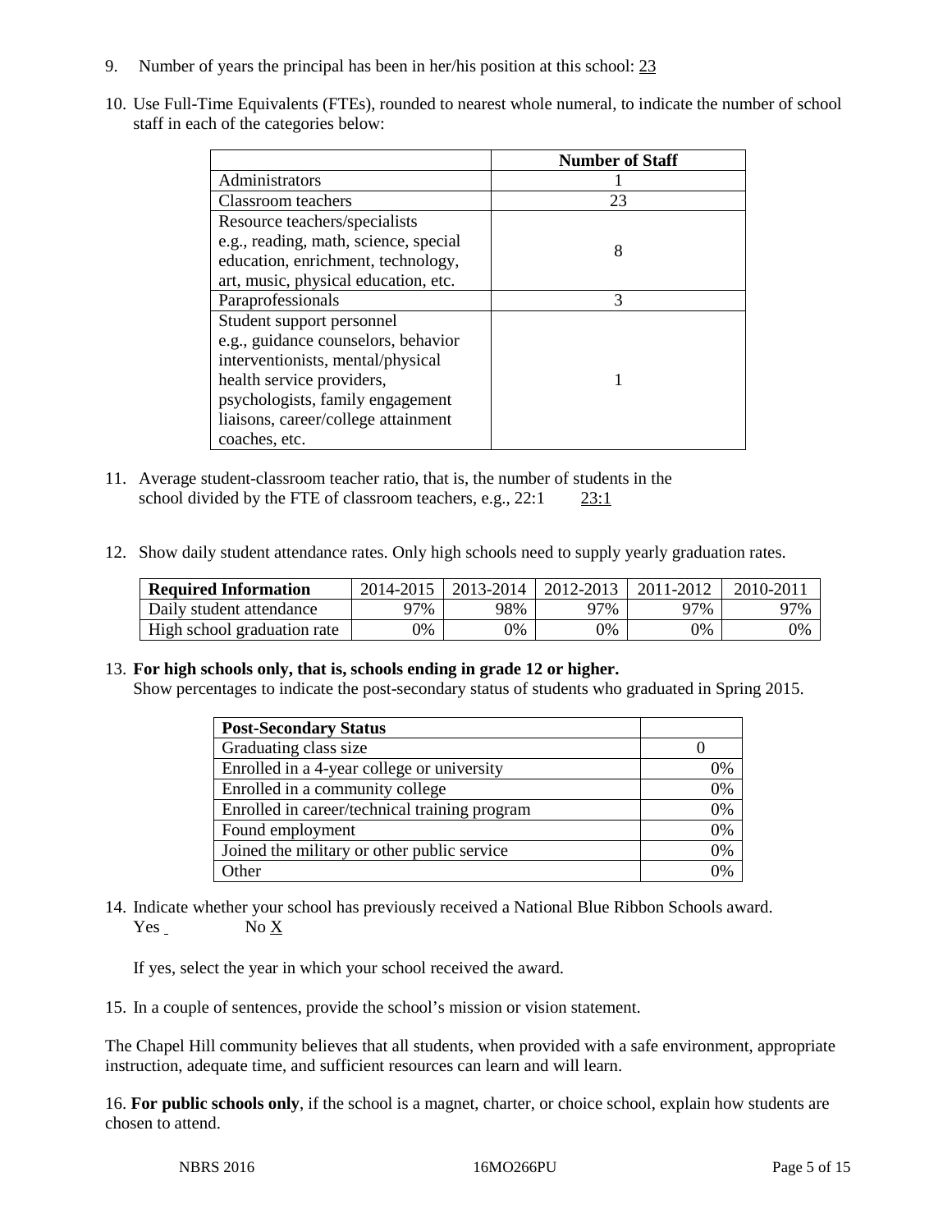9. Number of years the principal has been in her/his position at this school: 23

10. Use Full-Time Equivalents (FTEs), rounded to nearest whole numeral, to indicate the number of school staff in each of the categories below:

| | Number of Staff |
|---|---|
| Administrators | 1 |
| Classroom teachers | 23 |
| Resource teachers/specialists e.g., reading, math, science, special education, enrichment, technology, art, music, physical education, etc. | 8 |
| Paraprofessionals | 3 |
| Student support personnel e.g., guidance counselors, behavior interventionists, mental/physical health service providers, psychologists, family engagement liaisons, career/college attainment coaches, etc. | 1 |

11. Average student-classroom teacher ratio, that is, the number of students in the school divided by the FTE of classroom teachers, e.g., 22:1 23:1

12. Show daily student attendance rates. Only high schools need to supply yearly graduation rates.

| Required Information | 2014-2015 | 2013-2014 | 2012-2013 | 2011-2012 | 2010-2011 |
|---|---|---|---|---|---|
| Daily student attendance | 97% | 98% | 97% | 97% | 97% |
| High school graduation rate | 0% | 0% | 0% | 0% | 0% |

13. **For high schools only, that is, schools ending in grade 12 or higher.**
Show percentages to indicate the post-secondary status of students who graduated in Spring 2015.

| Post-Secondary Status | |
|---|---|
| Graduating class size | 0 |
| Enrolled in a 4-year college or university | 0% |
| Enrolled in a community college | 0% |
| Enrolled in career/technical training program | 0% |
| Found employment | 0% |
| Joined the military or other public service | 0% |
| Other | 0% |

14. Indicate whether your school has previously received a National Blue Ribbon Schools award.
Yes ___ No X

If yes, select the year in which your school received the award.

15. In a couple of sentences, provide the school's mission or vision statement.

The Chapel Hill community believes that all students, when provided with a safe environment, appropriate instruction, adequate time, and sufficient resources can learn and will learn.

16. **For public schools only**, if the school is a magnet, charter, or choice school, explain how students are chosen to attend.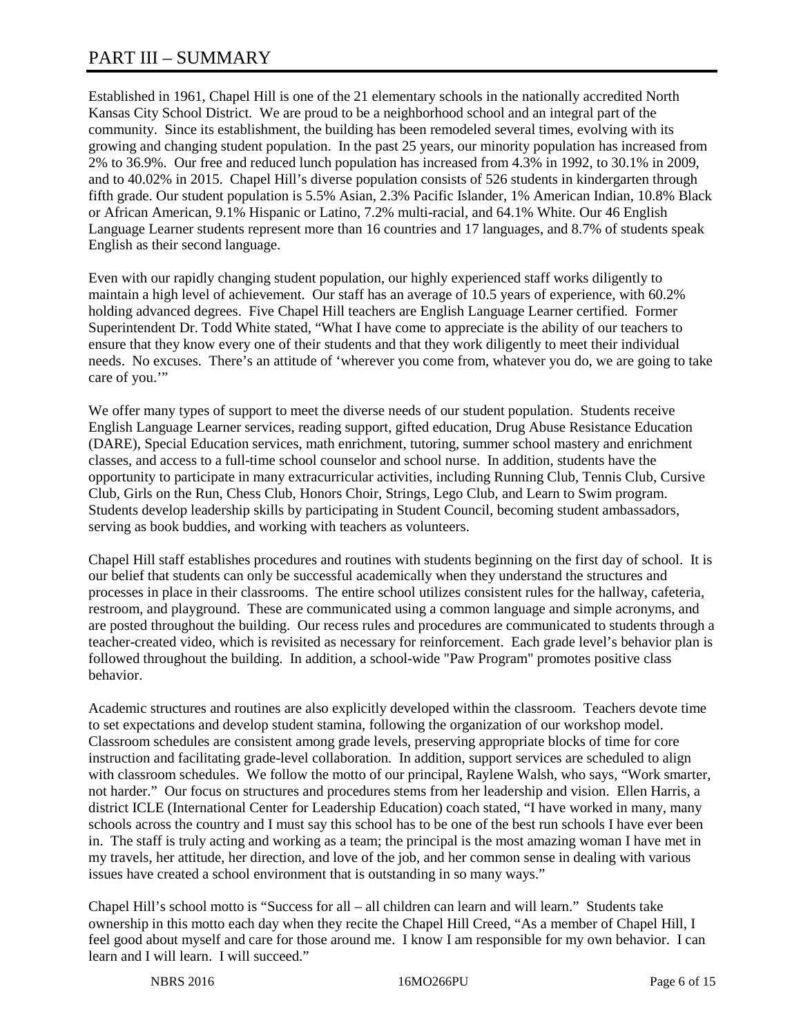# PART III – SUMMARY

Established in 1961, Chapel Hill is one of the 21 elementary schools in the nationally accredited North Kansas City School District. We are proud to be a neighborhood school and an integral part of the community. Since its establishment, the building has been remodeled several times, evolving with its growing and changing student population. In the past 25 years, our minority population has increased from 2% to 36.9%. Our free and reduced lunch population has increased from 4.3% in 1992, to 30.1% in 2009, and to 40.02% in 2015. Chapel Hill's diverse population consists of 526 students in kindergarten through fifth grade. Our student population is 5.5% Asian, 2.3% Pacific Islander, 1% American Indian, 10.8% Black or African American, 9.1% Hispanic or Latino, 7.2% multi-racial, and 64.1% White. Our 46 English Language Learner students represent more than 16 countries and 17 languages, and 8.7% of students speak English as their second language.

Even with our rapidly changing student population, our highly experienced staff works diligently to maintain a high level of achievement. Our staff has an average of 10.5 years of experience, with 60.2% holding advanced degrees. Five Chapel Hill teachers are English Language Learner certified. Former Superintendent Dr. Todd White stated, "What I have come to appreciate is the ability of our teachers to ensure that they know every one of their students and that they work diligently to meet their individual needs. No excuses. There's an attitude of 'wherever you come from, whatever you do, we are going to take care of you.'"

We offer many types of support to meet the diverse needs of our student population. Students receive English Language Learner services, reading support, gifted education, Drug Abuse Resistance Education (DARE), Special Education services, math enrichment, tutoring, summer school mastery and enrichment classes, and access to a full-time school counselor and school nurse. In addition, students have the opportunity to participate in many extracurricular activities, including Running Club, Tennis Club, Cursive Club, Girls on the Run, Chess Club, Honors Choir, Strings, Lego Club, and Learn to Swim program. Students develop leadership skills by participating in Student Council, becoming student ambassadors, serving as book buddies, and working with teachers as volunteers.

Chapel Hill staff establishes procedures and routines with students beginning on the first day of school. It is our belief that students can only be successful academically when they understand the structures and processes in place in their classrooms. The entire school utilizes consistent rules for the hallway, cafeteria, restroom, and playground. These are communicated using a common language and simple acronyms, and are posted throughout the building. Our recess rules and procedures are communicated to students through a teacher-created video, which is revisited as necessary for reinforcement. Each grade level's behavior plan is followed throughout the building. In addition, a school-wide "Paw Program" promotes positive class behavior.

Academic structures and routines are also explicitly developed within the classroom. Teachers devote time to set expectations and develop student stamina, following the organization of our workshop model. Classroom schedules are consistent among grade levels, preserving appropriate blocks of time for core instruction and facilitating grade-level collaboration. In addition, support services are scheduled to align with classroom schedules. We follow the motto of our principal, Raylene Walsh, who says, "Work smarter, not harder." Our focus on structures and procedures stems from her leadership and vision. Ellen Harris, a district ICLE (International Center for Leadership Education) coach stated, "I have worked in many, many schools across the country and I must say this school has to be one of the best run schools I have ever been in. The staff is truly acting and working as a team; the principal is the most amazing woman I have met in my travels, her attitude, her direction, and love of the job, and her common sense in dealing with various issues have created a school environment that is outstanding in so many ways."

Chapel Hill's school motto is "Success for all – all children can learn and will learn." Students take ownership in this motto each day when they recite the Chapel Hill Creed, "As a member of Chapel Hill, I feel good about myself and care for those around me. I know I am responsible for my own behavior. I can learn and I will learn. I will succeed."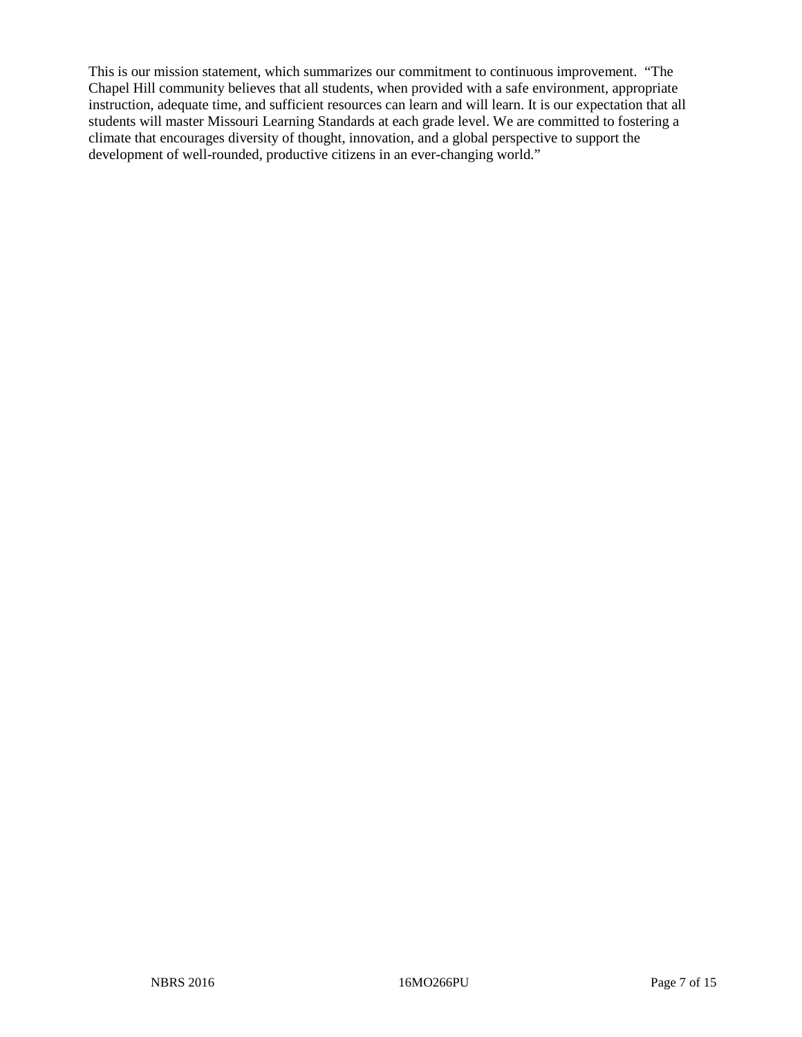This is our mission statement, which summarizes our commitment to continuous improvement. "The Chapel Hill community believes that all students, when provided with a safe environment, appropriate instruction, adequate time, and sufficient resources can learn and will learn. It is our expectation that all students will master Missouri Learning Standards at each grade level. We are committed to fostering a climate that encourages diversity of thought, innovation, and a global perspective to support the development of well-rounded, productive citizens in an ever-changing world."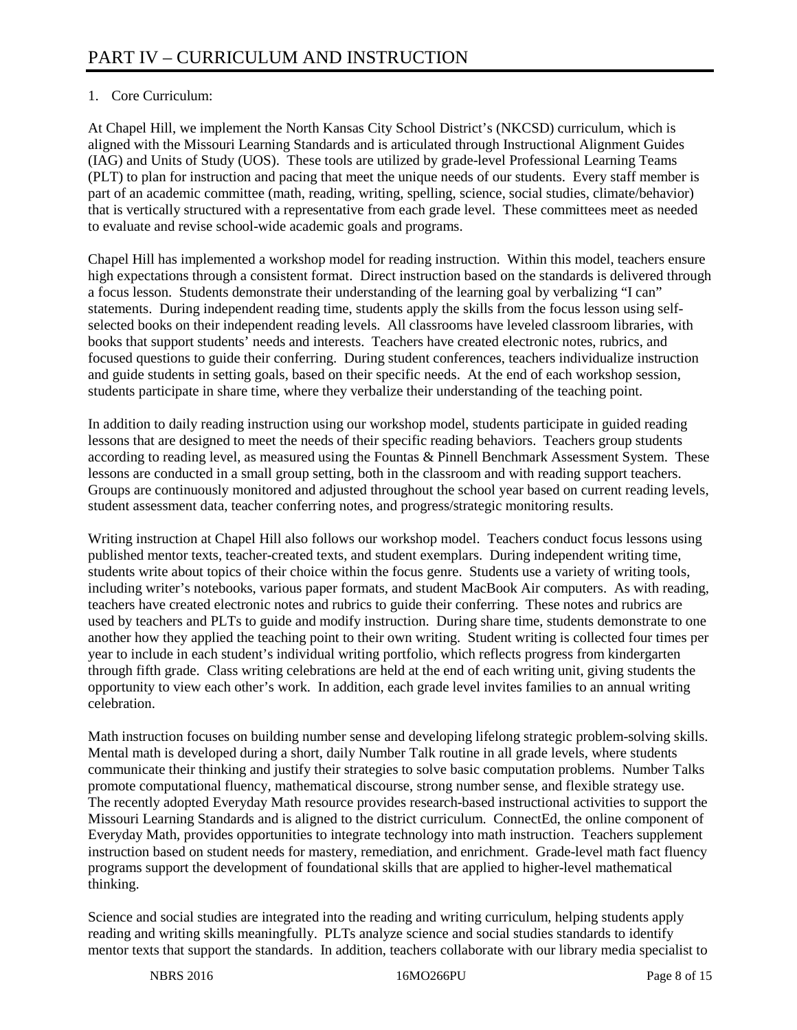# PART IV – CURRICULUM AND INSTRUCTION

1. Core Curriculum:

At Chapel Hill, we implement the North Kansas City School District's (NKCSD) curriculum, which is aligned with the Missouri Learning Standards and is articulated through Instructional Alignment Guides (IAG) and Units of Study (UOS). These tools are utilized by grade-level Professional Learning Teams (PLT) to plan for instruction and pacing that meet the unique needs of our students. Every staff member is part of an academic committee (math, reading, writing, spelling, science, social studies, climate/behavior) that is vertically structured with a representative from each grade level. These committees meet as needed to evaluate and revise school-wide academic goals and programs.

Chapel Hill has implemented a workshop model for reading instruction. Within this model, teachers ensure high expectations through a consistent format. Direct instruction based on the standards is delivered through a focus lesson. Students demonstrate their understanding of the learning goal by verbalizing "I can" statements. During independent reading time, students apply the skills from the focus lesson using self-selected books on their independent reading levels. All classrooms have leveled classroom libraries, with books that support students' needs and interests. Teachers have created electronic notes, rubrics, and focused questions to guide their conferring. During student conferences, teachers individualize instruction and guide students in setting goals, based on their specific needs. At the end of each workshop session, students participate in share time, where they verbalize their understanding of the teaching point.

In addition to daily reading instruction using our workshop model, students participate in guided reading lessons that are designed to meet the needs of their specific reading behaviors. Teachers group students according to reading level, as measured using the Fountas & Pinnell Benchmark Assessment System. These lessons are conducted in a small group setting, both in the classroom and with reading support teachers. Groups are continuously monitored and adjusted throughout the school year based on current reading levels, student assessment data, teacher conferring notes, and progress/strategic monitoring results.

Writing instruction at Chapel Hill also follows our workshop model. Teachers conduct focus lessons using published mentor texts, teacher-created texts, and student exemplars. During independent writing time, students write about topics of their choice within the focus genre. Students use a variety of writing tools, including writer's notebooks, various paper formats, and student MacBook Air computers. As with reading, teachers have created electronic notes and rubrics to guide their conferring. These notes and rubrics are used by teachers and PLTs to guide and modify instruction. During share time, students demonstrate to one another how they applied the teaching point to their own writing. Student writing is collected four times per year to include in each student's individual writing portfolio, which reflects progress from kindergarten through fifth grade. Class writing celebrations are held at the end of each writing unit, giving students the opportunity to view each other's work. In addition, each grade level invites families to an annual writing celebration.

Math instruction focuses on building number sense and developing lifelong strategic problem-solving skills. Mental math is developed during a short, daily Number Talk routine in all grade levels, where students communicate their thinking and justify their strategies to solve basic computation problems. Number Talks promote computational fluency, mathematical discourse, strong number sense, and flexible strategy use. The recently adopted Everyday Math resource provides research-based instructional activities to support the Missouri Learning Standards and is aligned to the district curriculum. ConnectEd, the online component of Everyday Math, provides opportunities to integrate technology into math instruction. Teachers supplement instruction based on student needs for mastery, remediation, and enrichment. Grade-level math fact fluency programs support the development of foundational skills that are applied to higher-level mathematical thinking.

Science and social studies are integrated into the reading and writing curriculum, helping students apply reading and writing skills meaningfully. PLTs analyze science and social studies standards to identify mentor texts that support the standards. In addition, teachers collaborate with our library media specialist to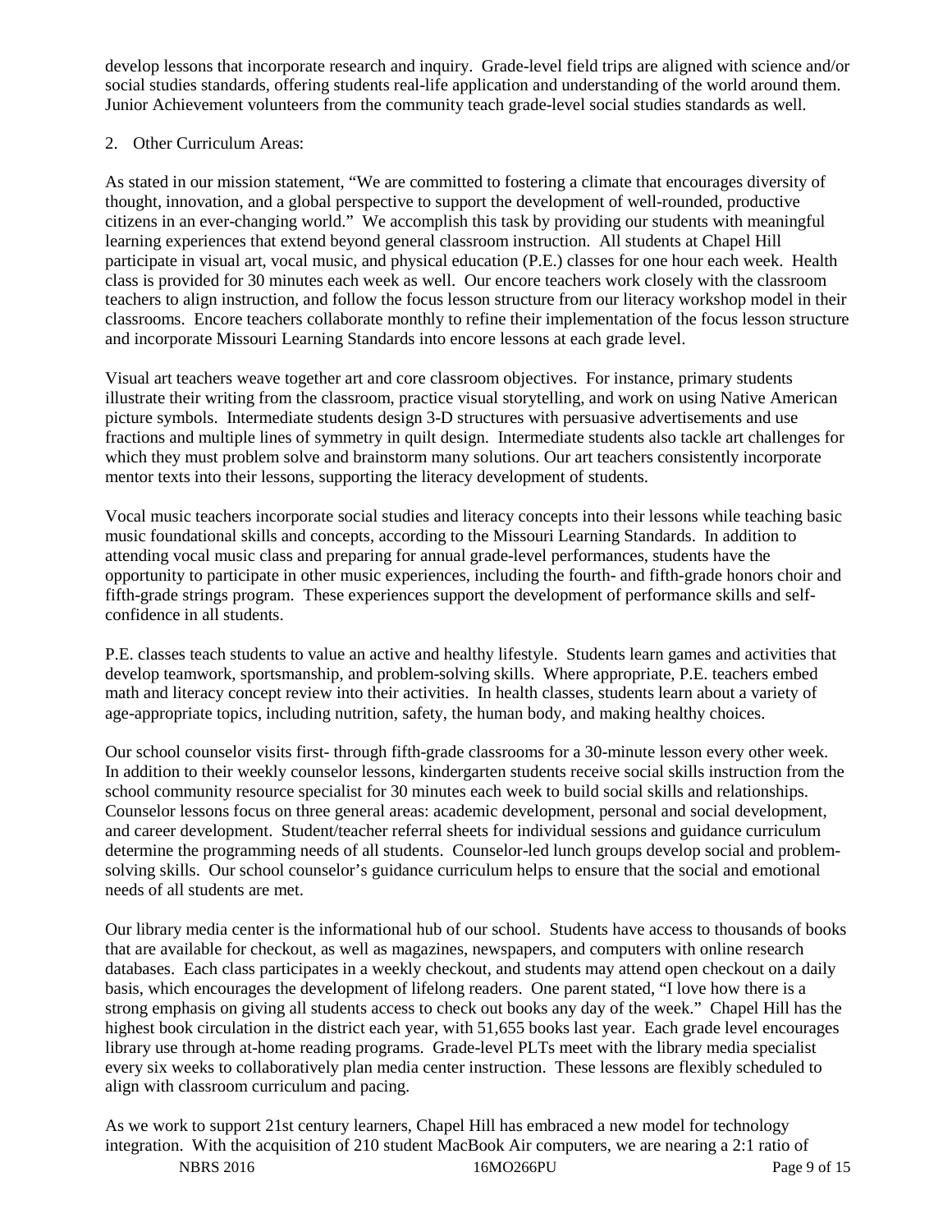develop lessons that incorporate research and inquiry. Grade-level field trips are aligned with science and/or social studies standards, offering students real-life application and understanding of the world around them. Junior Achievement volunteers from the community teach grade-level social studies standards as well.

2. Other Curriculum Areas:

As stated in our mission statement, "We are committed to fostering a climate that encourages diversity of thought, innovation, and a global perspective to support the development of well-rounded, productive citizens in an ever-changing world." We accomplish this task by providing our students with meaningful learning experiences that extend beyond general classroom instruction. All students at Chapel Hill participate in visual art, vocal music, and physical education (P.E.) classes for one hour each week. Health class is provided for 30 minutes each week as well. Our encore teachers work closely with the classroom teachers to align instruction, and follow the focus lesson structure from our literacy workshop model in their classrooms. Encore teachers collaborate monthly to refine their implementation of the focus lesson structure and incorporate Missouri Learning Standards into encore lessons at each grade level.

Visual art teachers weave together art and core classroom objectives. For instance, primary students illustrate their writing from the classroom, practice visual storytelling, and work on using Native American picture symbols. Intermediate students design 3-D structures with persuasive advertisements and use fractions and multiple lines of symmetry in quilt design. Intermediate students also tackle art challenges for which they must problem solve and brainstorm many solutions. Our art teachers consistently incorporate mentor texts into their lessons, supporting the literacy development of students.

Vocal music teachers incorporate social studies and literacy concepts into their lessons while teaching basic music foundational skills and concepts, according to the Missouri Learning Standards. In addition to attending vocal music class and preparing for annual grade-level performances, students have the opportunity to participate in other music experiences, including the fourth- and fifth-grade honors choir and fifth-grade strings program. These experiences support the development of performance skills and self-confidence in all students.

P.E. classes teach students to value an active and healthy lifestyle. Students learn games and activities that develop teamwork, sportsmanship, and problem-solving skills. Where appropriate, P.E. teachers embed math and literacy concept review into their activities. In health classes, students learn about a variety of age-appropriate topics, including nutrition, safety, the human body, and making healthy choices.

Our school counselor visits first- through fifth-grade classrooms for a 30-minute lesson every other week. In addition to their weekly counselor lessons, kindergarten students receive social skills instruction from the school community resource specialist for 30 minutes each week to build social skills and relationships. Counselor lessons focus on three general areas: academic development, personal and social development, and career development. Student/teacher referral sheets for individual sessions and guidance curriculum determine the programming needs of all students. Counselor-led lunch groups develop social and problem-solving skills. Our school counselor's guidance curriculum helps to ensure that the social and emotional needs of all students are met.

Our library media center is the informational hub of our school. Students have access to thousands of books that are available for checkout, as well as magazines, newspapers, and computers with online research databases. Each class participates in a weekly checkout, and students may attend open checkout on a daily basis, which encourages the development of lifelong readers. One parent stated, "I love how there is a strong emphasis on giving all students access to check out books any day of the week." Chapel Hill has the highest book circulation in the district each year, with 51,655 books last year. Each grade level encourages library use through at-home reading programs. Grade-level PLTs meet with the library media specialist every six weeks to collaboratively plan media center instruction. These lessons are flexibly scheduled to align with classroom curriculum and pacing.

As we work to support 21st century learners, Chapel Hill has embraced a new model for technology integration. With the acquisition of 210 student MacBook Air computers, we are nearing a 2:1 ratio of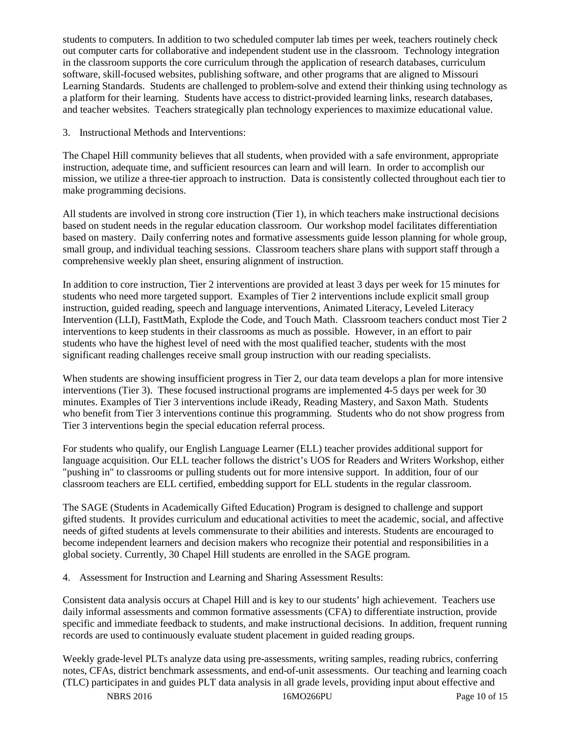students to computers. In addition to two scheduled computer lab times per week, teachers routinely check out computer carts for collaborative and independent student use in the classroom. Technology integration in the classroom supports the core curriculum through the application of research databases, curriculum software, skill-focused websites, publishing software, and other programs that are aligned to Missouri Learning Standards. Students are challenged to problem-solve and extend their thinking using technology as a platform for their learning. Students have access to district-provided learning links, research databases, and teacher websites. Teachers strategically plan technology experiences to maximize educational value.

3. Instructional Methods and Interventions:

The Chapel Hill community believes that all students, when provided with a safe environment, appropriate instruction, adequate time, and sufficient resources can learn and will learn. In order to accomplish our mission, we utilize a three-tier approach to instruction. Data is consistently collected throughout each tier to make programming decisions.

All students are involved in strong core instruction (Tier 1), in which teachers make instructional decisions based on student needs in the regular education classroom. Our workshop model facilitates differentiation based on mastery. Daily conferring notes and formative assessments guide lesson planning for whole group, small group, and individual teaching sessions. Classroom teachers share plans with support staff through a comprehensive weekly plan sheet, ensuring alignment of instruction.

In addition to core instruction, Tier 2 interventions are provided at least 3 days per week for 15 minutes for students who need more targeted support. Examples of Tier 2 interventions include explicit small group instruction, guided reading, speech and language interventions, Animated Literacy, Leveled Literacy Intervention (LLI), FasttMath, Explode the Code, and Touch Math. Classroom teachers conduct most Tier 2 interventions to keep students in their classrooms as much as possible. However, in an effort to pair students who have the highest level of need with the most qualified teacher, students with the most significant reading challenges receive small group instruction with our reading specialists.

When students are showing insufficient progress in Tier 2, our data team develops a plan for more intensive interventions (Tier 3). These focused instructional programs are implemented 4-5 days per week for 30 minutes. Examples of Tier 3 interventions include iReady, Reading Mastery, and Saxon Math. Students who benefit from Tier 3 interventions continue this programming. Students who do not show progress from Tier 3 interventions begin the special education referral process.

For students who qualify, our English Language Learner (ELL) teacher provides additional support for language acquisition. Our ELL teacher follows the district's UOS for Readers and Writers Workshop, either "pushing in" to classrooms or pulling students out for more intensive support. In addition, four of our classroom teachers are ELL certified, embedding support for ELL students in the regular classroom.

The SAGE (Students in Academically Gifted Education) Program is designed to challenge and support gifted students. It provides curriculum and educational activities to meet the academic, social, and affective needs of gifted students at levels commensurate to their abilities and interests. Students are encouraged to become independent learners and decision makers who recognize their potential and responsibilities in a global society. Currently, 30 Chapel Hill students are enrolled in the SAGE program.

4. Assessment for Instruction and Learning and Sharing Assessment Results:

Consistent data analysis occurs at Chapel Hill and is key to our students' high achievement. Teachers use daily informal assessments and common formative assessments (CFA) to differentiate instruction, provide specific and immediate feedback to students, and make instructional decisions. In addition, frequent running records are used to continuously evaluate student placement in guided reading groups.

Weekly grade-level PLTs analyze data using pre-assessments, writing samples, reading rubrics, conferring notes, CFAs, district benchmark assessments, and end-of-unit assessments. Our teaching and learning coach (TLC) participates in and guides PLT data analysis in all grade levels, providing input about effective and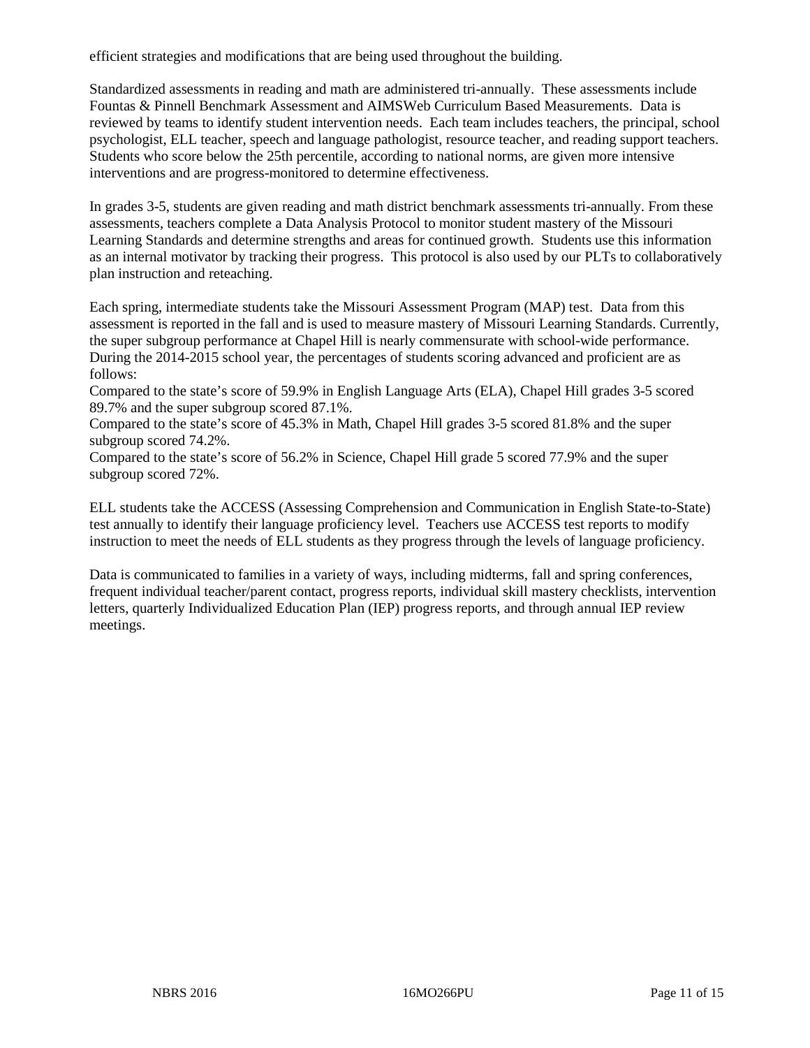efficient strategies and modifications that are being used throughout the building.

Standardized assessments in reading and math are administered tri-annually. These assessments include Fountas & Pinnell Benchmark Assessment and AIMSWeb Curriculum Based Measurements. Data is reviewed by teams to identify student intervention needs. Each team includes teachers, the principal, school psychologist, ELL teacher, speech and language pathologist, resource teacher, and reading support teachers. Students who score below the 25th percentile, according to national norms, are given more intensive interventions and are progress-monitored to determine effectiveness.

In grades 3-5, students are given reading and math district benchmark assessments tri-annually. From these assessments, teachers complete a Data Analysis Protocol to monitor student mastery of the Missouri Learning Standards and determine strengths and areas for continued growth. Students use this information as an internal motivator by tracking their progress. This protocol is also used by our PLTs to collaboratively plan instruction and reteaching.

Each spring, intermediate students take the Missouri Assessment Program (MAP) test. Data from this assessment is reported in the fall and is used to measure mastery of Missouri Learning Standards. Currently, the super subgroup performance at Chapel Hill is nearly commensurate with school-wide performance. During the 2014-2015 school year, the percentages of students scoring advanced and proficient are as follows:
Compared to the state's score of 59.9% in English Language Arts (ELA), Chapel Hill grades 3-5 scored 89.7% and the super subgroup scored 87.1%.
Compared to the state's score of 45.3% in Math, Chapel Hill grades 3-5 scored 81.8% and the super subgroup scored 74.2%.
Compared to the state's score of 56.2% in Science, Chapel Hill grade 5 scored 77.9% and the super subgroup scored 72%.

ELL students take the ACCESS (Assessing Comprehension and Communication in English State-to-State) test annually to identify their language proficiency level. Teachers use ACCESS test reports to modify instruction to meet the needs of ELL students as they progress through the levels of language proficiency.

Data is communicated to families in a variety of ways, including midterms, fall and spring conferences, frequent individual teacher/parent contact, progress reports, individual skill mastery checklists, intervention letters, quarterly Individualized Education Plan (IEP) progress reports, and through annual IEP review meetings.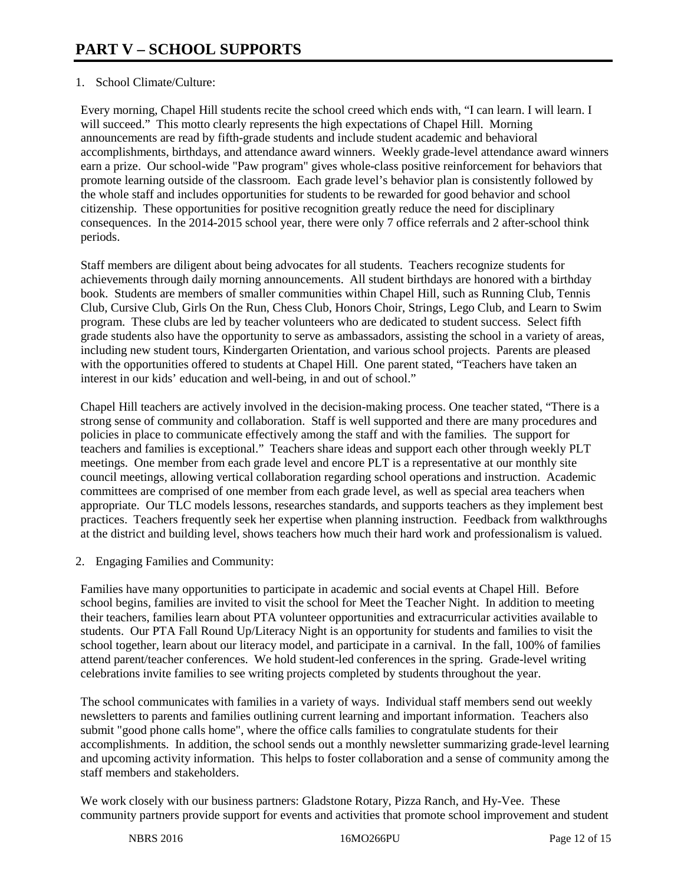# PART V – SCHOOL SUPPORTS

1. School Climate/Culture:

Every morning, Chapel Hill students recite the school creed which ends with, "I can learn. I will learn. I will succeed." This motto clearly represents the high expectations of Chapel Hill. Morning announcements are read by fifth-grade students and include student academic and behavioral accomplishments, birthdays, and attendance award winners. Weekly grade-level attendance award winners earn a prize. Our school-wide "Paw program" gives whole-class positive reinforcement for behaviors that promote learning outside of the classroom. Each grade level's behavior plan is consistently followed by the whole staff and includes opportunities for students to be rewarded for good behavior and school citizenship. These opportunities for positive recognition greatly reduce the need for disciplinary consequences. In the 2014-2015 school year, there were only 7 office referrals and 2 after-school think periods.

Staff members are diligent about being advocates for all students. Teachers recognize students for achievements through daily morning announcements. All student birthdays are honored with a birthday book. Students are members of smaller communities within Chapel Hill, such as Running Club, Tennis Club, Cursive Club, Girls On the Run, Chess Club, Honors Choir, Strings, Lego Club, and Learn to Swim program. These clubs are led by teacher volunteers who are dedicated to student success. Select fifth grade students also have the opportunity to serve as ambassadors, assisting the school in a variety of areas, including new student tours, Kindergarten Orientation, and various school projects. Parents are pleased with the opportunities offered to students at Chapel Hill. One parent stated, "Teachers have taken an interest in our kids' education and well-being, in and out of school."

Chapel Hill teachers are actively involved in the decision-making process. One teacher stated, "There is a strong sense of community and collaboration. Staff is well supported and there are many procedures and policies in place to communicate effectively among the staff and with the families. The support for teachers and families is exceptional." Teachers share ideas and support each other through weekly PLT meetings. One member from each grade level and encore PLT is a representative at our monthly site council meetings, allowing vertical collaboration regarding school operations and instruction. Academic committees are comprised of one member from each grade level, as well as special area teachers when appropriate. Our TLC models lessons, researches standards, and supports teachers as they implement best practices. Teachers frequently seek her expertise when planning instruction. Feedback from walkthroughs at the district and building level, shows teachers how much their hard work and professionalism is valued.

2. Engaging Families and Community:

Families have many opportunities to participate in academic and social events at Chapel Hill. Before school begins, families are invited to visit the school for Meet the Teacher Night. In addition to meeting their teachers, families learn about PTA volunteer opportunities and extracurricular activities available to students. Our PTA Fall Round Up/Literacy Night is an opportunity for students and families to visit the school together, learn about our literacy model, and participate in a carnival. In the fall, 100% of families attend parent/teacher conferences. We hold student-led conferences in the spring. Grade-level writing celebrations invite families to see writing projects completed by students throughout the year.

The school communicates with families in a variety of ways. Individual staff members send out weekly newsletters to parents and families outlining current learning and important information. Teachers also submit "good phone calls home", where the office calls families to congratulate students for their accomplishments. In addition, the school sends out a monthly newsletter summarizing grade-level learning and upcoming activity information. This helps to foster collaboration and a sense of community among the staff members and stakeholders.

We work closely with our business partners: Gladstone Rotary, Pizza Ranch, and Hy-Vee. These community partners provide support for events and activities that promote school improvement and student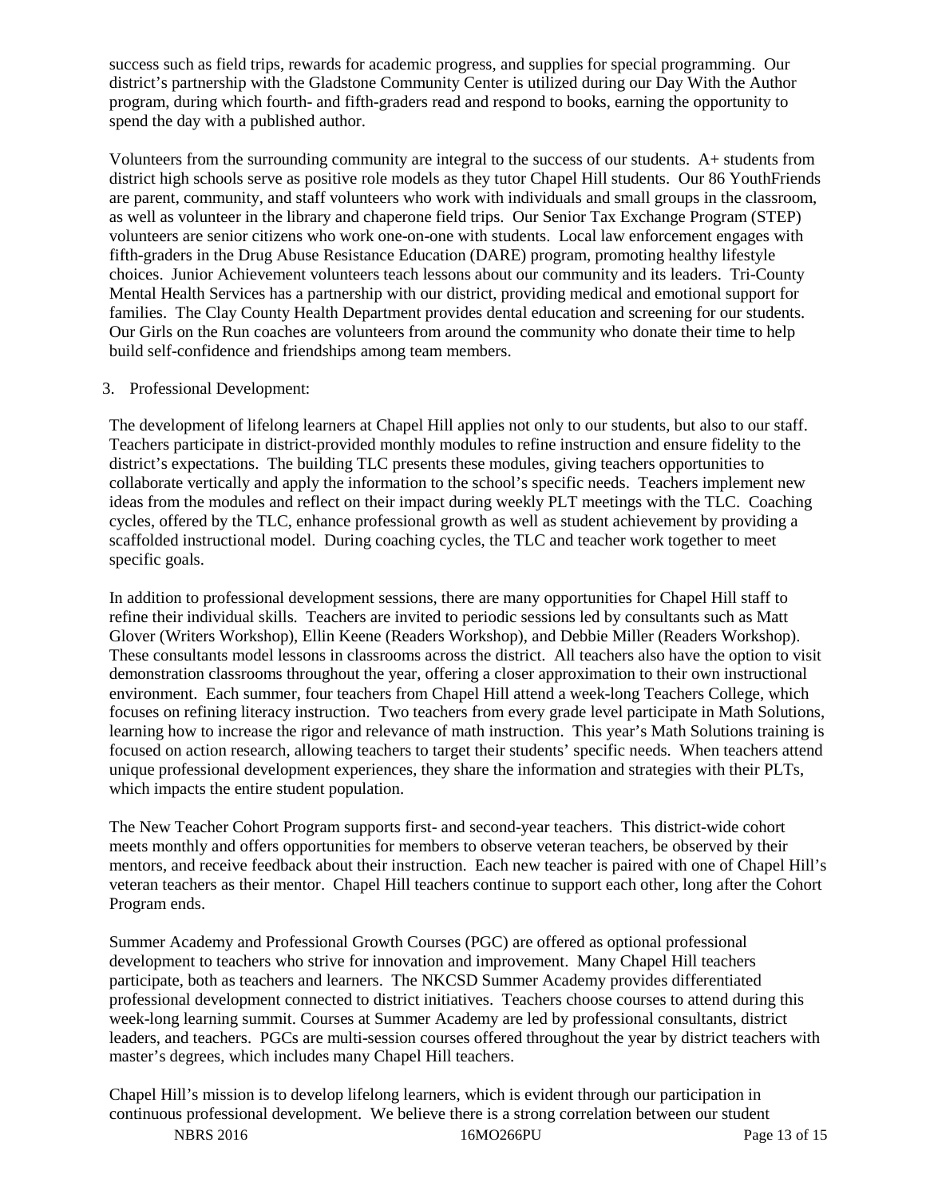success such as field trips, rewards for academic progress, and supplies for special programming. Our district's partnership with the Gladstone Community Center is utilized during our Day With the Author program, during which fourth- and fifth-graders read and respond to books, earning the opportunity to spend the day with a published author.

Volunteers from the surrounding community are integral to the success of our students. A+ students from district high schools serve as positive role models as they tutor Chapel Hill students. Our 86 YouthFriends are parent, community, and staff volunteers who work with individuals and small groups in the classroom, as well as volunteer in the library and chaperone field trips. Our Senior Tax Exchange Program (STEP) volunteers are senior citizens who work one-on-one with students. Local law enforcement engages with fifth-graders in the Drug Abuse Resistance Education (DARE) program, promoting healthy lifestyle choices. Junior Achievement volunteers teach lessons about our community and its leaders. Tri-County Mental Health Services has a partnership with our district, providing medical and emotional support for families. The Clay County Health Department provides dental education and screening for our students. Our Girls on the Run coaches are volunteers from around the community who donate their time to help build self-confidence and friendships among team members.

3. Professional Development:

The development of lifelong learners at Chapel Hill applies not only to our students, but also to our staff. Teachers participate in district-provided monthly modules to refine instruction and ensure fidelity to the district's expectations. The building TLC presents these modules, giving teachers opportunities to collaborate vertically and apply the information to the school's specific needs. Teachers implement new ideas from the modules and reflect on their impact during weekly PLT meetings with the TLC. Coaching cycles, offered by the TLC, enhance professional growth as well as student achievement by providing a scaffolded instructional model. During coaching cycles, the TLC and teacher work together to meet specific goals.

In addition to professional development sessions, there are many opportunities for Chapel Hill staff to refine their individual skills. Teachers are invited to periodic sessions led by consultants such as Matt Glover (Writers Workshop), Ellin Keene (Readers Workshop), and Debbie Miller (Readers Workshop). These consultants model lessons in classrooms across the district. All teachers also have the option to visit demonstration classrooms throughout the year, offering a closer approximation to their own instructional environment. Each summer, four teachers from Chapel Hill attend a week-long Teachers College, which focuses on refining literacy instruction. Two teachers from every grade level participate in Math Solutions, learning how to increase the rigor and relevance of math instruction. This year's Math Solutions training is focused on action research, allowing teachers to target their students' specific needs. When teachers attend unique professional development experiences, they share the information and strategies with their PLTs, which impacts the entire student population.

The New Teacher Cohort Program supports first- and second-year teachers. This district-wide cohort meets monthly and offers opportunities for members to observe veteran teachers, be observed by their mentors, and receive feedback about their instruction. Each new teacher is paired with one of Chapel Hill's veteran teachers as their mentor. Chapel Hill teachers continue to support each other, long after the Cohort Program ends.

Summer Academy and Professional Growth Courses (PGC) are offered as optional professional development to teachers who strive for innovation and improvement. Many Chapel Hill teachers participate, both as teachers and learners. The NKCSD Summer Academy provides differentiated professional development connected to district initiatives. Teachers choose courses to attend during this week-long learning summit. Courses at Summer Academy are led by professional consultants, district leaders, and teachers. PGCs are multi-session courses offered throughout the year by district teachers with master's degrees, which includes many Chapel Hill teachers.

Chapel Hill's mission is to develop lifelong learners, which is evident through our participation in continuous professional development. We believe there is a strong correlation between our student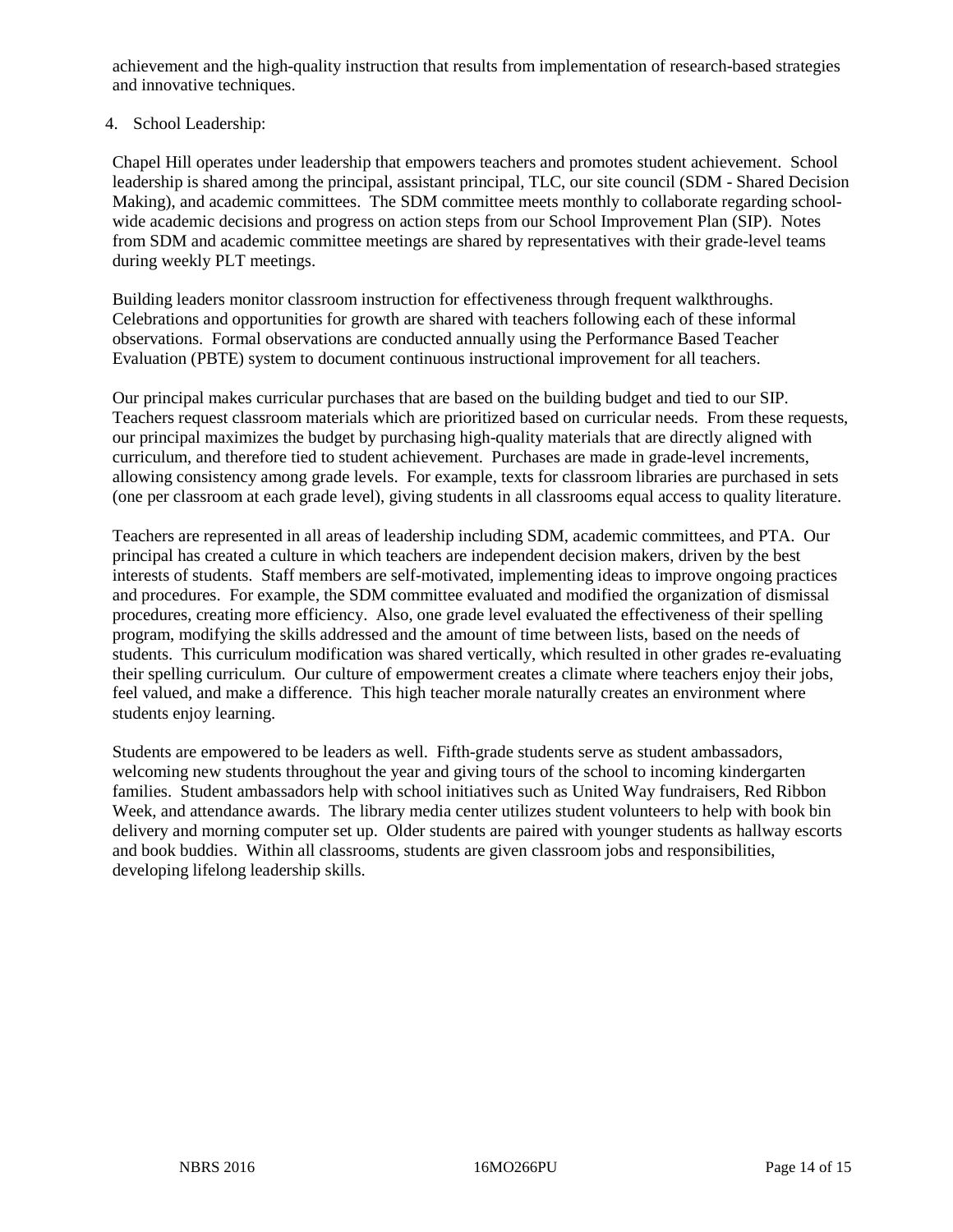achievement and the high-quality instruction that results from implementation of research-based strategies and innovative techniques.

4. School Leadership:

Chapel Hill operates under leadership that empowers teachers and promotes student achievement. School leadership is shared among the principal, assistant principal, TLC, our site council (SDM - Shared Decision Making), and academic committees. The SDM committee meets monthly to collaborate regarding school-wide academic decisions and progress on action steps from our School Improvement Plan (SIP). Notes from SDM and academic committee meetings are shared by representatives with their grade-level teams during weekly PLT meetings.

Building leaders monitor classroom instruction for effectiveness through frequent walkthroughs. Celebrations and opportunities for growth are shared with teachers following each of these informal observations. Formal observations are conducted annually using the Performance Based Teacher Evaluation (PBTE) system to document continuous instructional improvement for all teachers.

Our principal makes curricular purchases that are based on the building budget and tied to our SIP. Teachers request classroom materials which are prioritized based on curricular needs. From these requests, our principal maximizes the budget by purchasing high-quality materials that are directly aligned with curriculum, and therefore tied to student achievement. Purchases are made in grade-level increments, allowing consistency among grade levels. For example, texts for classroom libraries are purchased in sets (one per classroom at each grade level), giving students in all classrooms equal access to quality literature.

Teachers are represented in all areas of leadership including SDM, academic committees, and PTA. Our principal has created a culture in which teachers are independent decision makers, driven by the best interests of students. Staff members are self-motivated, implementing ideas to improve ongoing practices and procedures. For example, the SDM committee evaluated and modified the organization of dismissal procedures, creating more efficiency. Also, one grade level evaluated the effectiveness of their spelling program, modifying the skills addressed and the amount of time between lists, based on the needs of students. This curriculum modification was shared vertically, which resulted in other grades re-evaluating their spelling curriculum. Our culture of empowerment creates a climate where teachers enjoy their jobs, feel valued, and make a difference. This high teacher morale naturally creates an environment where students enjoy learning.

Students are empowered to be leaders as well. Fifth-grade students serve as student ambassadors, welcoming new students throughout the year and giving tours of the school to incoming kindergarten families. Student ambassadors help with school initiatives such as United Way fundraisers, Red Ribbon Week, and attendance awards. The library media center utilizes student volunteers to help with book bin delivery and morning computer set up. Older students are paired with younger students as hallway escorts and book buddies. Within all classrooms, students are given classroom jobs and responsibilities, developing lifelong leadership skills.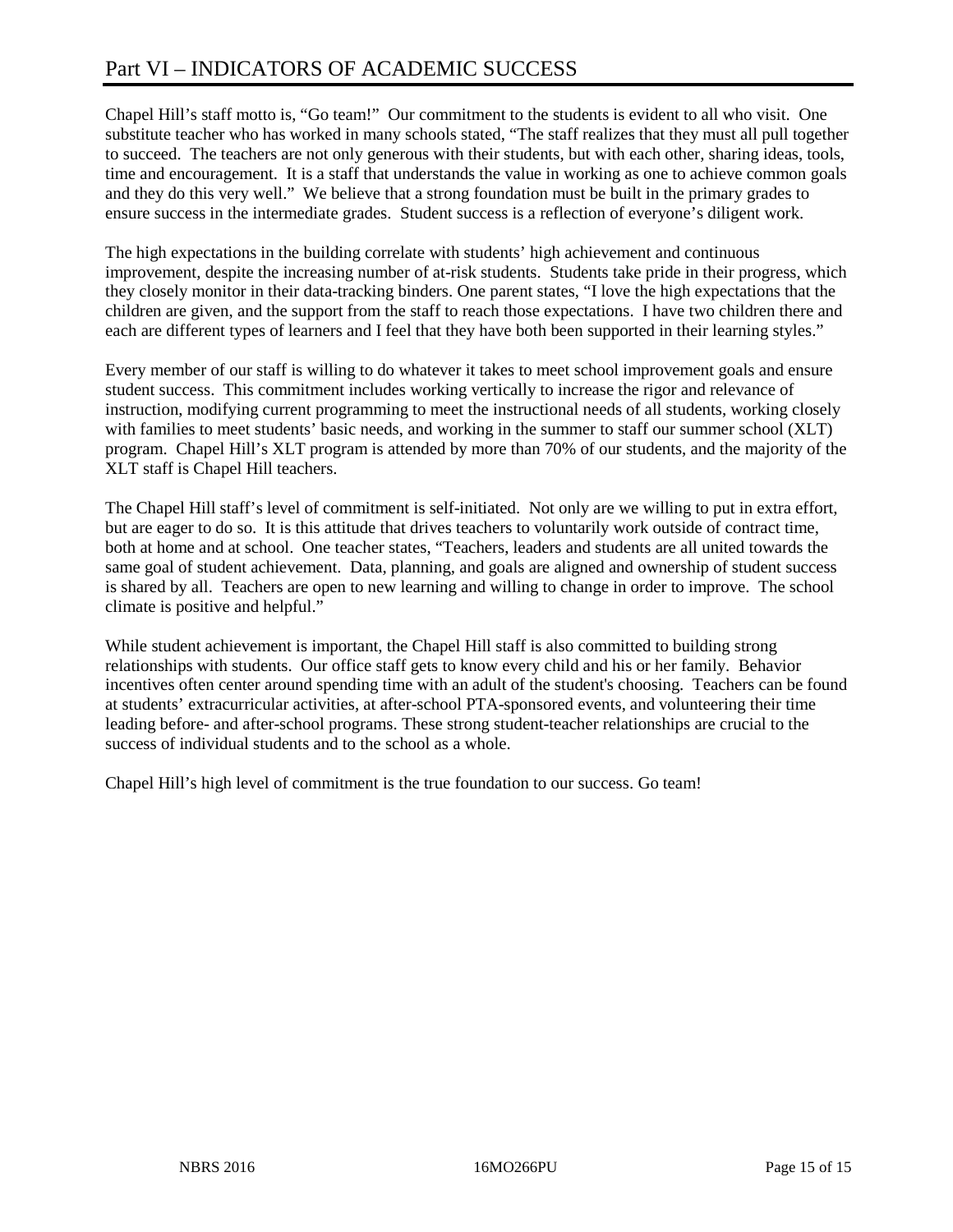# Part VI – INDICATORS OF ACADEMIC SUCCESS

Chapel Hill's staff motto is, "Go team!" Our commitment to the students is evident to all who visit. One substitute teacher who has worked in many schools stated, "The staff realizes that they must all pull together to succeed. The teachers are not only generous with their students, but with each other, sharing ideas, tools, time and encouragement. It is a staff that understands the value in working as one to achieve common goals and they do this very well." We believe that a strong foundation must be built in the primary grades to ensure success in the intermediate grades. Student success is a reflection of everyone's diligent work.

The high expectations in the building correlate with students' high achievement and continuous improvement, despite the increasing number of at-risk students. Students take pride in their progress, which they closely monitor in their data-tracking binders. One parent states, "I love the high expectations that the children are given, and the support from the staff to reach those expectations. I have two children there and each are different types of learners and I feel that they have both been supported in their learning styles."

Every member of our staff is willing to do whatever it takes to meet school improvement goals and ensure student success. This commitment includes working vertically to increase the rigor and relevance of instruction, modifying current programming to meet the instructional needs of all students, working closely with families to meet students' basic needs, and working in the summer to staff our summer school (XLT) program. Chapel Hill's XLT program is attended by more than 70% of our students, and the majority of the XLT staff is Chapel Hill teachers.

The Chapel Hill staff's level of commitment is self-initiated. Not only are we willing to put in extra effort, but are eager to do so. It is this attitude that drives teachers to voluntarily work outside of contract time, both at home and at school. One teacher states, "Teachers, leaders and students are all united towards the same goal of student achievement. Data, planning, and goals are aligned and ownership of student success is shared by all. Teachers are open to new learning and willing to change in order to improve. The school climate is positive and helpful."

While student achievement is important, the Chapel Hill staff is also committed to building strong relationships with students. Our office staff gets to know every child and his or her family. Behavior incentives often center around spending time with an adult of the student's choosing. Teachers can be found at students' extracurricular activities, at after-school PTA-sponsored events, and volunteering their time leading before- and after-school programs. These strong student-teacher relationships are crucial to the success of individual students and to the school as a whole.

Chapel Hill's high level of commitment is the true foundation to our success. Go team!